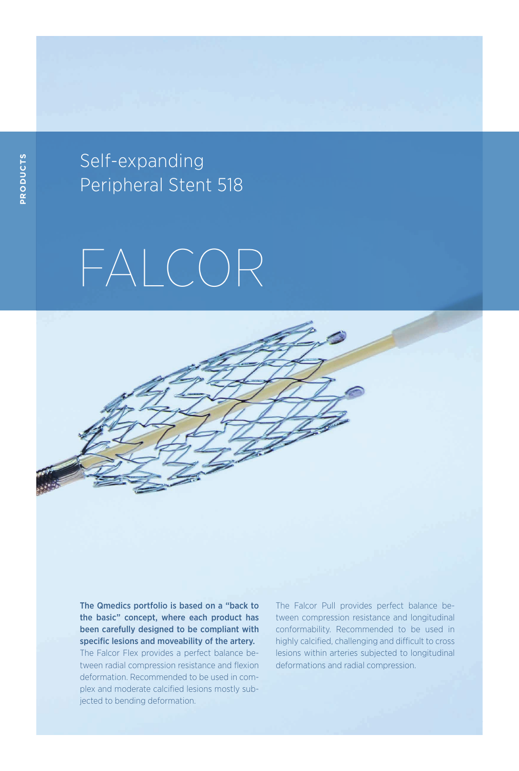Self-expanding Peripheral Stent 518

# FALCOR

**The Qmedics portfolio is based on a "back to the basic" concept, where each product has been carefully designed to be compliant with specific lesions and moveability of the artery.**
The Falcor Flex provides a perfect balance between radial compression resistance and flexion deformation. Recommended to be used in complex and moderate calcified lesions mostly subjected to bending deformation.

The Falcor Pull provides perfect balance between compression resistance and longitudinal conformability. Recommended to be used in highly calcified, challenging and difficult to cross lesions within arteries subjected to longitudinal deformations and radial compression.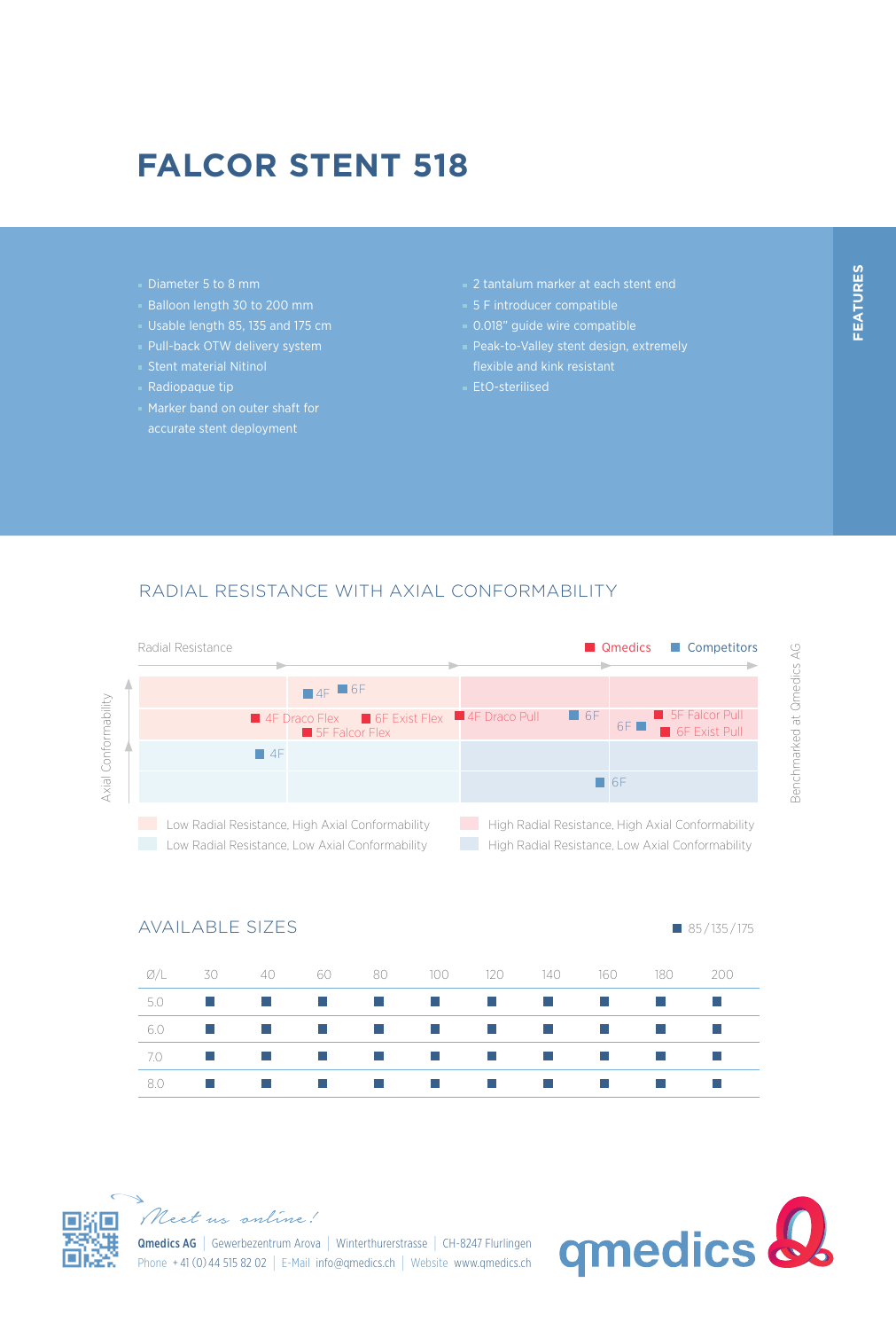# FALCOR STENT 518

FEATURES

- Diameter 5 to 8 mm
- Balloon length 30 to 200 mm
- Usable length 85, 135 and 175 cm
- Pull-back OTW delivery system
- Stent material Nitinol
- Radiopaque tip
- Marker band on outer shaft for accurate stent deployment
- 2 tantalum marker at each stent end
- 5 F introducer compatible
- 0.018" guide wire compatible
- Peak-to-Valley stent design, extremely flexible and kink resistant
- EtO-sterilised

## RADIAL RESISTANCE WITH AXIAL CONFORMABILITY

Radial Resistance

Axial Conformability

Qmedics
Competitors

4F
6F
4F Draco Flex
6F Exist Flex
5F Falcor Flex
4F Draco Pull
6F
6F
5F Falcor Pull
6F Exist Pull
4F
6F

Benchmarked at Qmedics AG

Low Radial Resistance, High Axial Conformability
Low Radial Resistance, Low Axial Conformability
High Radial Resistance, High Axial Conformability
High Radial Resistance, Low Axial Conformability

## AVAILABLE SIZES

■ 85 / 135 / 175

| Ø/L | 30 | 40 | 60 | 80 | 100 | 120 | 140 | 160 | 180 | 200 |
|---|---|---|---|---|---|---|---|---|---|---|
| 5.0 | ■ | ■ | ■ | ■ | ■ | ■ | ■ | ■ | ■ | ■ |
| 6.0 | ■ | ■ | ■ | ■ | ■ | ■ | ■ | ■ | ■ | ■ |
| 7.0 | ■ | ■ | ■ | ■ | ■ | ■ | ■ | ■ | ■ | ■ |
| 8.0 | ■ | ■ | ■ | ■ | ■ | ■ | ■ | ■ | ■ | ■ |

*Meet us online!*

**Qmedics AG** | Gewerbezentrum Arova | Winterthurerstrasse | CH-8247 Flurlingen
Phone +41 (0) 44 515 82 02 | E-Mail info@qmedics.ch | Website www.qmedics.ch

qmedics